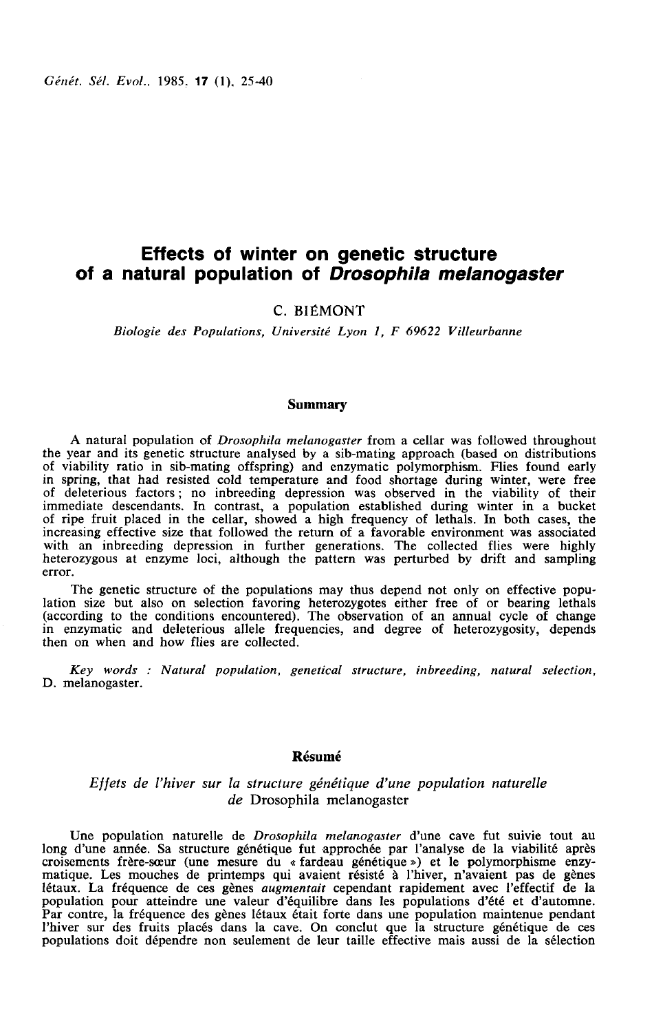# Effects of winter on genetic structure of a natural population of *Drosophila melanogaster*

C. BIÉMONT

*Biologie des Populations, Université Lyon 1, F 69622 Villeurbanne*

## Summary

A natural population of *Drosophila melanogaster* from a cellar was followed throughout the year and its genetic structure analysed by a sib-mating approach (based on distributions of viability ratio in sib-mating offspring) and enzymatic polymorphism. Flies found early in spring, that had resisted cold temperature and food shortage during winter, were free of deleterious factors ; no inbreeding depression was observed in the viability of their immediate descendants. In contrast, a population established during winter in a bucket of ripe fruit placed in the cellar, showed a high frequency of lethals. In both cases, the increasing effective size that followed the return of a favorable environment was associated with an inbreeding depression in further generations. The collected flies were highly heterozygous at enzyme loci, although the pattern was perturbed by drift and sampling error.

The genetic structure of the populations may thus depend not only on effective population size but also on selection favoring heterozygotes either free of or bearing lethals (according to the conditions encountered). The observation of an annual cycle of change in enzymatic and deleterious allele frequencies, and degree of heterozygosity, depends then on when and how flies are collected.

*Key words : Natural population, genetical structure, inbreeding, natural selection,* D. melanogaster.

## Résumé

### *Effets de l'hiver sur la structure génétique d'une population naturelle de* Drosophila melanogaster

Une population naturelle de *Drosophila melanogaster* d'une cave fut suivie tout au long d'une année. Sa structure génétique fut approchée par l'analyse de la viabilité après croisements frère-sœur (une mesure du « fardeau génétique ») et le polymorphisme enzymatique. Les mouches de printemps qui avaient résisté à l'hiver, n'avaient pas de gènes létaux. La fréquence de ces gènes *augmentait* cependant rapidement avec l'effectif de la population pour atteindre une valeur d'équilibre dans les populations d'été et d'automne. Par contre, la fréquence des gènes létaux était forte dans une population maintenue pendant l'hiver sur des fruits placés dans la cave. On conclut que la structure génétique de ces populations doit dépendre non seulement de leur taille effective mais aussi de la sélection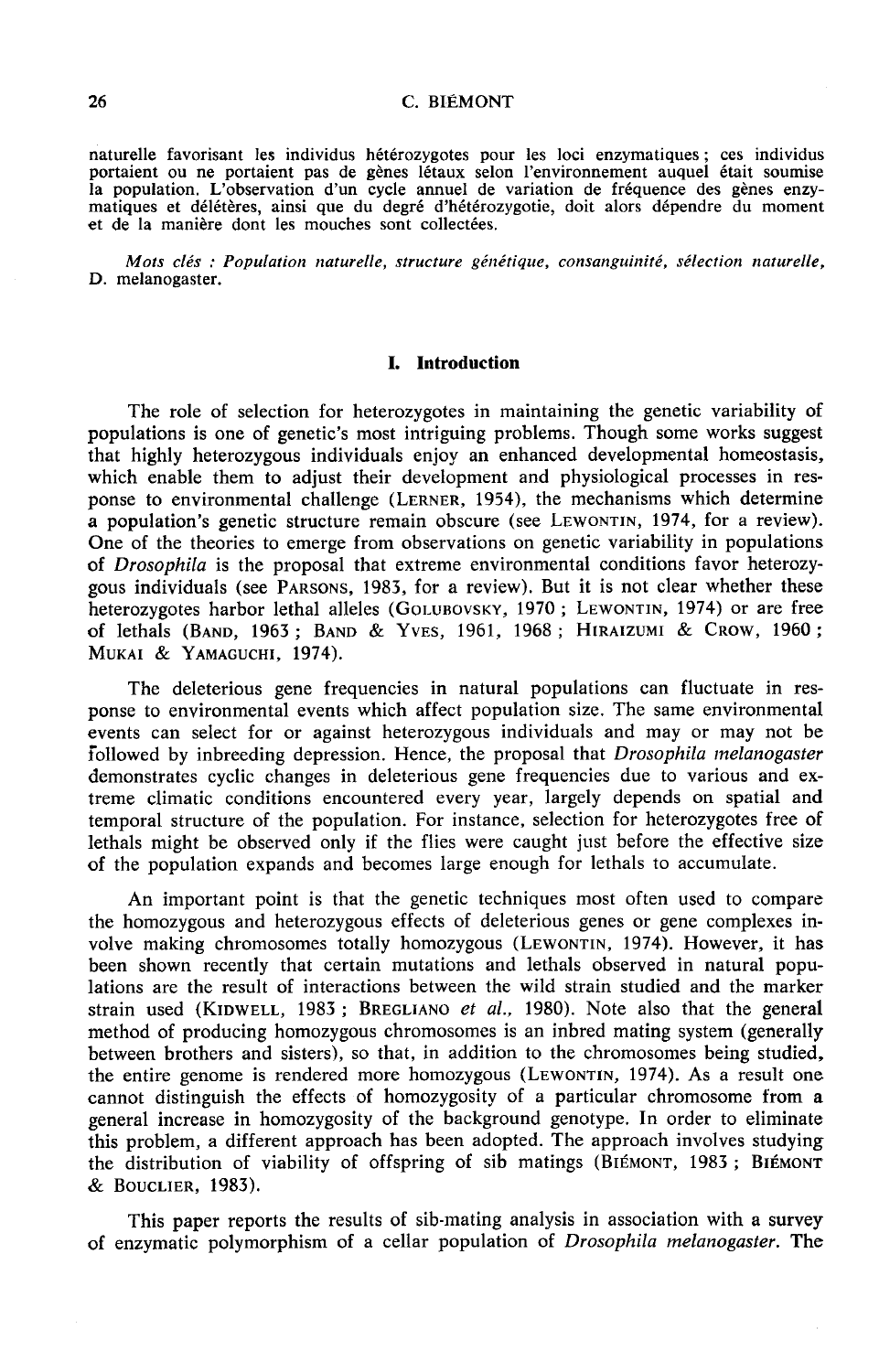naturelle favorisant les individus hétérozygotes pour les loci enzymatiques ; ces individus portaient ou ne portaient pas de gènes létaux selon l'environnement auquel était soumise la population. L'observation d'un cycle annuel de variation de fréquence des gènes enzymatiques et délétères, ainsi que du degré d'hétérozygotie, doit alors dépendre du moment et de la manière dont les mouches sont collectées.

*Mots clés : Population naturelle, structure génétique, consanguinité, sélection naturelle,* D. melanogaster.

## I. Introduction

The role of selection for heterozygotes in maintaining the genetic variability of populations is one of genetic's most intriguing problems. Though some works suggest that highly heterozygous individuals enjoy an enhanced developmental homeostasis, which enable them to adjust their development and physiological processes in response to environmental challenge (LERNER, 1954), the mechanisms which determine a population's genetic structure remain obscure (see LEWONTIN, 1974, for a review). One of the theories to emerge from observations on genetic variability in populations of *Drosophila* is the proposal that extreme environmental conditions favor heterozygous individuals (see PARSONS, 1983, for a review). But it is not clear whether these heterozygotes harbor lethal alleles (GOLUBOVSKY, 1970 ; LEWONTIN, 1974) or are free of lethals (BAND, 1963 ; BAND & YVES, 1961, 1968 ; HIRAIZUMI & CROW, 1960 ; MUKAI & YAMAGUCHI, 1974).

The deleterious gene frequencies in natural populations can fluctuate in response to environmental events which affect population size. The same environmental events can select for or against heterozygous individuals and may or may not be followed by inbreeding depression. Hence, the proposal that *Drosophila melanogaster* demonstrates cyclic changes in deleterious gene frequencies due to various and extreme climatic conditions encountered every year, largely depends on spatial and temporal structure of the population. For instance, selection for heterozygotes free of lethals might be observed only if the flies were caught just before the effective size of the population expands and becomes large enough for lethals to accumulate.

An important point is that the genetic techniques most often used to compare the homozygous and heterozygous effects of deleterious genes or gene complexes involve making chromosomes totally homozygous (LEWONTIN, 1974). However, it has been shown recently that certain mutations and lethals observed in natural populations are the result of interactions between the wild strain studied and the marker strain used (KIDWELL, 1983 ; BREGLIANO *et al.*, 1980). Note also that the general method of producing homozygous chromosomes is an inbred mating system (generally between brothers and sisters), so that, in addition to the chromosomes being studied, the entire genome is rendered more homozygous (LEWONTIN, 1974). As a result one cannot distinguish the effects of homozygosity of a particular chromosome from a general increase in homozygosity of the background genotype. In order to eliminate this problem, a different approach has been adopted. The approach involves studying the distribution of viability of offspring of sib matings (BIÉMONT, 1983 ; BIÉMONT & BOUCLIER, 1983).

This paper reports the results of sib-mating analysis in association with a survey of enzymatic polymorphism of a cellar population of *Drosophila melanogaster*. The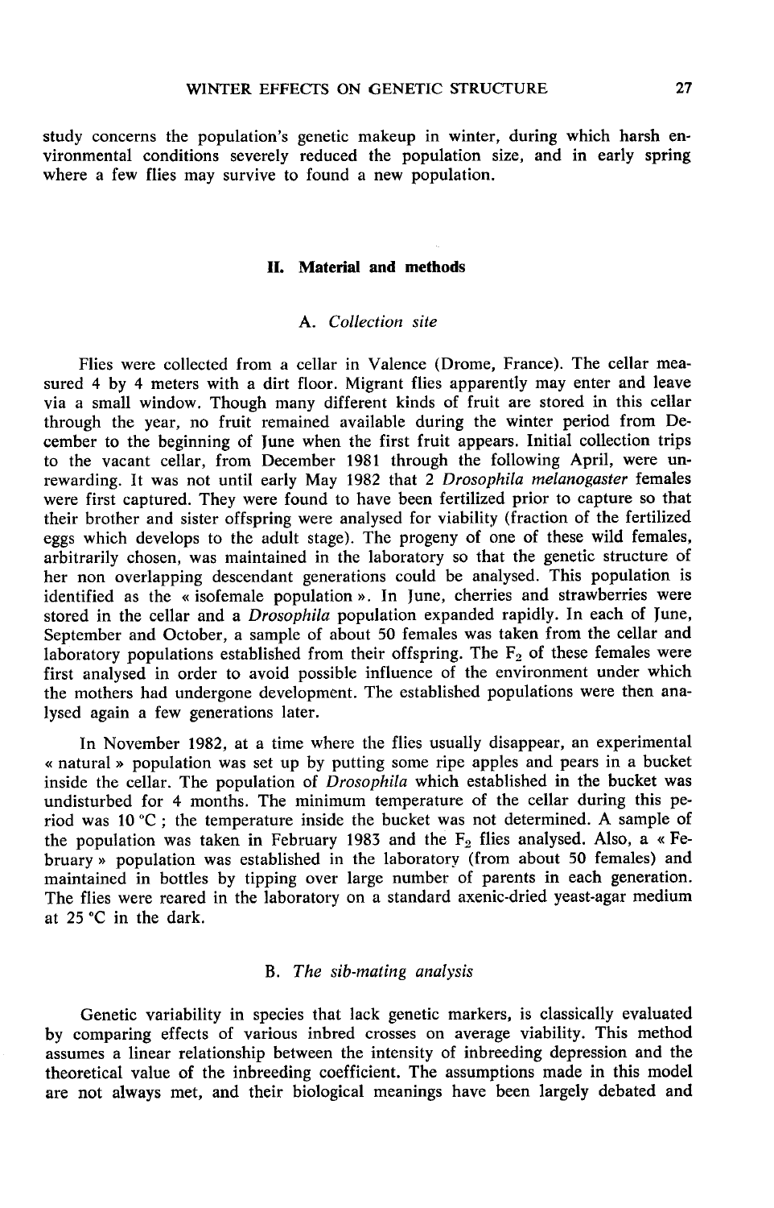study concerns the population's genetic makeup in winter, during which harsh environmental conditions severely reduced the population size, and in early spring where a few flies may survive to found a new population.

## II. Material and methods

### A. *Collection site*

Flies were collected from a cellar in Valence (Drome, France). The cellar measured 4 by 4 meters with a dirt floor. Migrant flies apparently may enter and leave via a small window. Though many different kinds of fruit are stored in this cellar through the year, no fruit remained available during the winter period from December to the beginning of June when the first fruit appears. Initial collection trips to the vacant cellar, from December 1981 through the following April, were unrewarding. It was not until early May 1982 that 2 *Drosophila melanogaster* females were first captured. They were found to have been fertilized prior to capture so that their brother and sister offspring were analysed for viability (fraction of the fertilized eggs which develops to the adult stage). The progeny of one of these wild females, arbitrarily chosen, was maintained in the laboratory so that the genetic structure of her non overlapping descendant generations could be analysed. This population is identified as the « isofemale population ». In June, cherries and strawberries were stored in the cellar and a *Drosophila* population expanded rapidly. In each of June, September and October, a sample of about 50 females was taken from the cellar and laboratory populations established from their offspring. The $F_2$ of these females were first analysed in order to avoid possible influence of the environment under which the mothers had undergone development. The established populations were then analysed again a few generations later.

In November 1982, at a time where the flies usually disappear, an experimental « natural » population was set up by putting some ripe apples and pears in a bucket inside the cellar. The population of *Drosophila* which established in the bucket was undisturbed for 4 months. The minimum temperature of the cellar during this period was 10 °C ; the temperature inside the bucket was not determined. A sample of the population was taken in February 1983 and the $F_2$ flies analysed. Also, a « February » population was established in the laboratory (from about 50 females) and maintained in bottles by tipping over large number of parents in each generation. The flies were reared in the laboratory on a standard axenic-dried yeast-agar medium at 25 °C in the dark.

### B. *The sib-mating analysis*

Genetic variability in species that lack genetic markers, is classically evaluated by comparing effects of various inbred crosses on average viability. This method assumes a linear relationship between the intensity of inbreeding depression and the theoretical value of the inbreeding coefficient. The assumptions made in this model are not always met, and their biological meanings have been largely debated and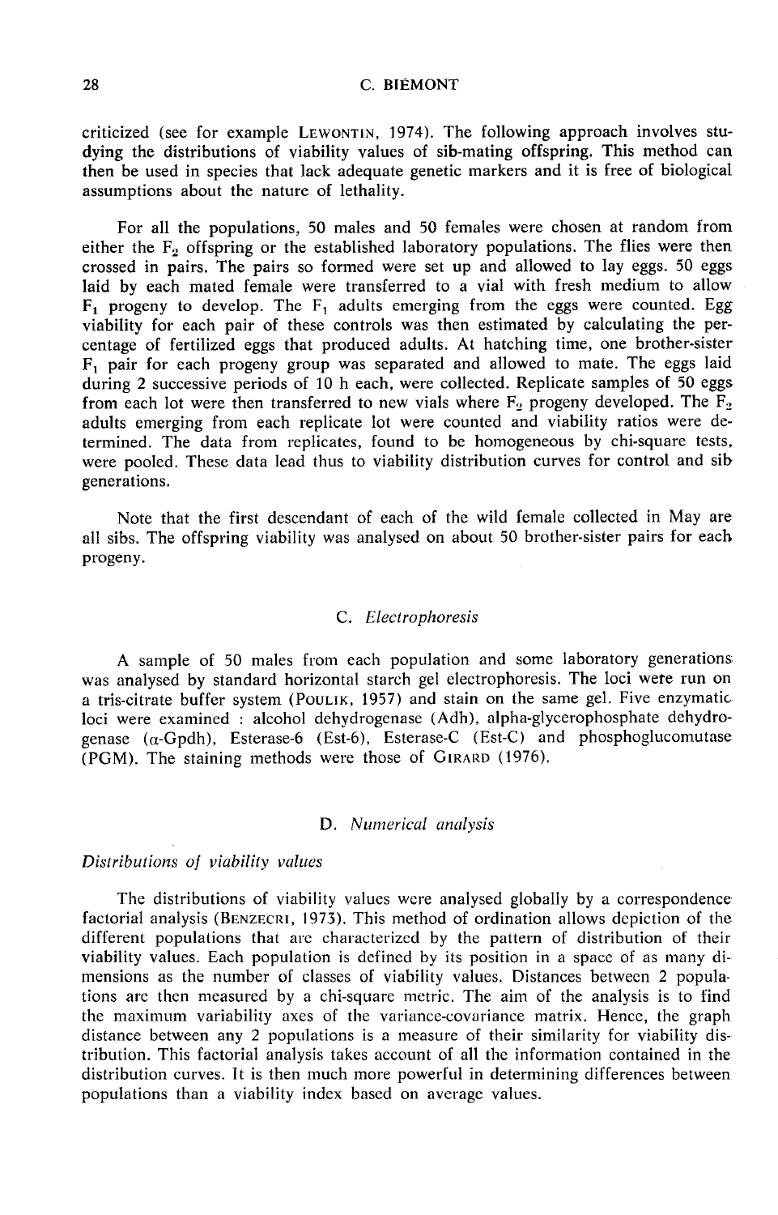criticized (see for example LEWONTIN, 1974). The following approach involves studying the distributions of viability values of sib-mating offspring. This method can then be used in species that lack adequate genetic markers and it is free of biological assumptions about the nature of lethality.

For all the populations, 50 males and 50 females were chosen at random from either the $F_2$ offspring or the established laboratory populations. The flies were then crossed in pairs. The pairs so formed were set up and allowed to lay eggs. 50 eggs laid by each mated female were transferred to a vial with fresh medium to allow $F_1$ progeny to develop. The $F_1$ adults emerging from the eggs were counted. Egg viability for each pair of these controls was then estimated by calculating the percentage of fertilized eggs that produced adults. At hatching time, one brother-sister $F_1$ pair for each progeny group was separated and allowed to mate. The eggs laid during 2 successive periods of 10 h each, were collected. Replicate samples of 50 eggs from each lot were then transferred to new vials where $F_2$ progeny developed. The $F_2$ adults emerging from each replicate lot were counted and viability ratios were determined. The data from replicates, found to be homogeneous by chi-square tests, were pooled. These data lead thus to viability distribution curves for control and sib generations.

Note that the first descendant of each of the wild female collected in May are all sibs. The offspring viability was analysed on about 50 brother-sister pairs for each progeny.

### C. *Electrophoresis*

A sample of 50 males from each population and some laboratory generations was analysed by standard horizontal starch gel electrophoresis. The loci were run on a tris-citrate buffer system (POULIK, 1957) and stain on the same gel. Five enzymatic loci were examined : alcohol dehydrogenase (Adh), alpha-glycerophosphate dehydrogenase ($\alpha$-Gpdh), Esterase-6 (Est-6), Esterase-C (Est-C) and phosphoglucomutase (PGM). The staining methods were those of GIRARD (1976).

### D. *Numerical analysis*

*Distributions of viability values*

The distributions of viability values were analysed globally by a correspondence factorial analysis (BENZECRI, 1973). This method of ordination allows depiction of the different populations that are characterized by the pattern of distribution of their viability values. Each population is defined by its position in a space of as many dimensions as the number of classes of viability values. Distances between 2 populations are then measured by a chi-square metric. The aim of the analysis is to find the maximum variability axes of the variance-covariance matrix. Hence, the graph distance between any 2 populations is a measure of their similarity for viability distribution. This factorial analysis takes account of all the information contained in the distribution curves. It is then much more powerful in determining differences between populations than a viability index based on average values.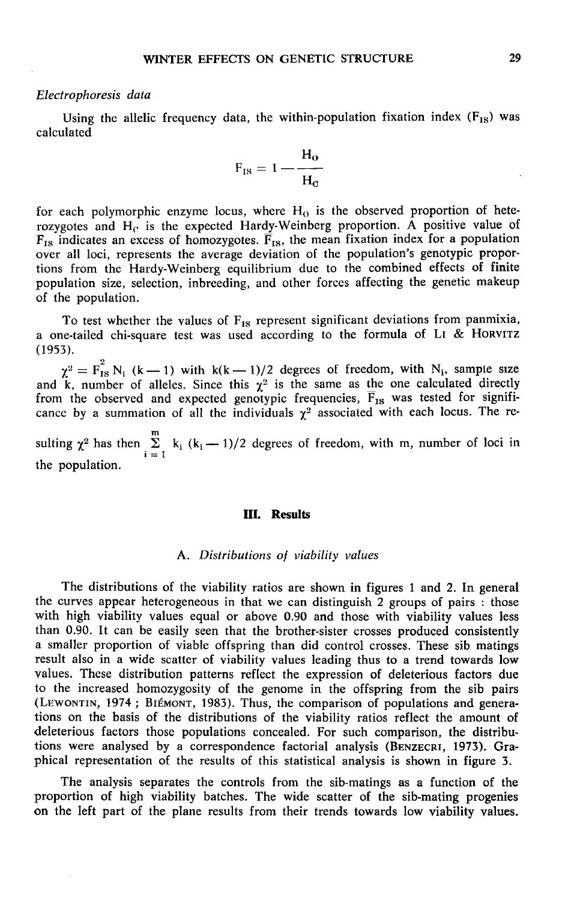*Electrophoresis data*

Using the allelic frequency data, the within-population fixation index ($F_{IS}$) was calculated

$$F_{IS} = 1 - \frac{H_O}{H_C}$$

for each polymorphic enzyme locus, where $H_O$ is the observed proportion of heterozygotes and $H_C$ is the expected Hardy-Weinberg proportion. A positive value of $F_{IS}$ indicates an excess of homozygotes. $\overline{F}_{IS}$, the mean fixation index for a population over all loci, represents the average deviation of the population's genotypic proportions from the Hardy-Weinberg equilibrium due to the combined effects of finite population size, selection, inbreeding, and other forces affecting the genetic makeup of the population.

To test whether the values of $F_{IS}$ represent significant deviations from panmixia, a one-tailed chi-square test was used according to the formula of LI & HORVITZ (1953).

$\chi^2 = F_{IS}^2 N_i (k - 1)$ with $k(k - 1)/2$ degrees of freedom, with $N_i$, sample size and k, number of alleles. Since this $\chi^2$ is the same as the one calculated directly from the observed and expected genotypic frequencies, $\overline{F}_{IS}$ was tested for significance by a summation of all the individuals $\chi^2$ associated with each locus. The resulting $\chi^2$ has then $\sum_{i=1}^{m} k_i (k_i - 1)/2$ degrees of freedom, with m, number of loci in the population.

## III. Results

### A. *Distributions of viability values*

The distributions of the viability ratios are shown in figures 1 and 2. In general the curves appear heterogeneous in that we can distinguish 2 groups of pairs : those with high viability values equal or above 0.90 and those with viability values less than 0.90. It can be easily seen that the brother-sister crosses produced consistently a smaller proportion of viable offspring than did control crosses. These sib matings result also in a wide scatter of viability values leading thus to a trend towards low values. These distribution patterns reflect the expression of deleterious factors due to the increased homozygosity of the genome in the offspring from the sib pairs (LEWONTIN, 1974 ; BIÉMONT, 1983). Thus, the comparison of populations and generations on the basis of the distributions of the viability ratios reflect the amount of deleterious factors those populations concealed. For such comparison, the distributions were analysed by a correspondence factorial analysis (BENZECRI, 1973). Graphical representation of the results of this statistical analysis is shown in figure 3.

The analysis separates the controls from the sib-matings as a function of the proportion of high viability batches. The wide scatter of the sib-mating progenies on the left part of the plane results from their trends towards low viability values.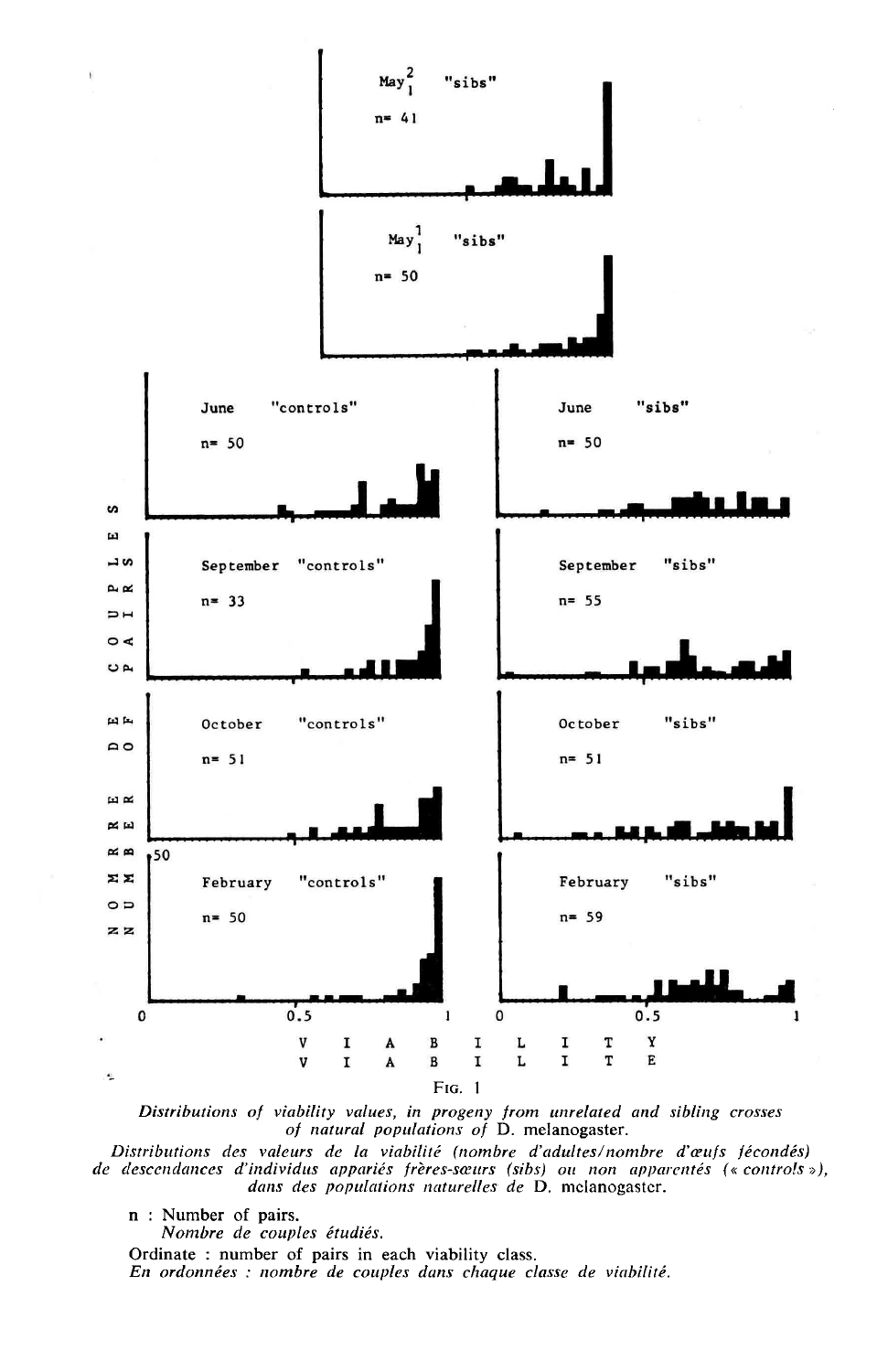FIG. 1

*Distributions of viability values, in progeny from unrelated and sibling crosses of natural populations of* D. melanogaster.

*Distributions des valeurs de la viabilité (nombre d'adultes/nombre d'œufs fécondés) de descendances d'individus appariés frères-sœurs (sibs) ou non apparentés (« controls »), dans des populations naturelles de* D. melanogaster.

n : Number of pairs.
*Nombre de couples étudiés.*

Ordinate : number of pairs in each viability class.
*En ordonnées : nombre de couples dans chaque classe de viabilité.*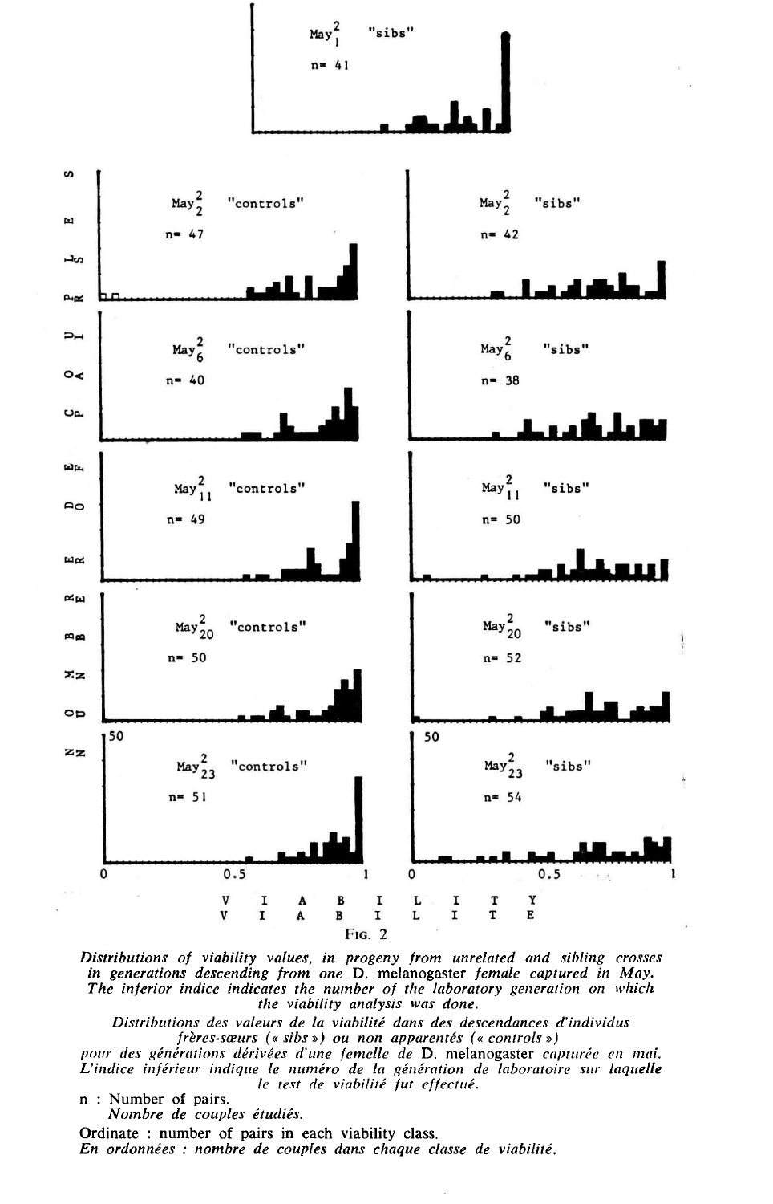FIG. 2

*Distributions of viability values, in progeny from unrelated and sibling crosses in generations descending from one* D. melanogaster *female captured in May. The inferior indice indicates the number of the laboratory generation on which the viability analysis was done.*

*Distributions des valeurs de la viabilité dans des descendances d'individus frères-sœurs (« sibs ») ou non apparentés (« controls ») pour des générations dérivées d'une femelle de* D. melanogaster *capturée en mai. L'indice inférieur indique le numéro de la génération de laboratoire sur laquelle le test de viabilité fut effectué.*

n : Number of pairs.
*Nombre de couples étudiés.*

Ordinate : number of pairs in each viability class.
*En ordonnées : nombre de couples dans chaque classe de viabilité.*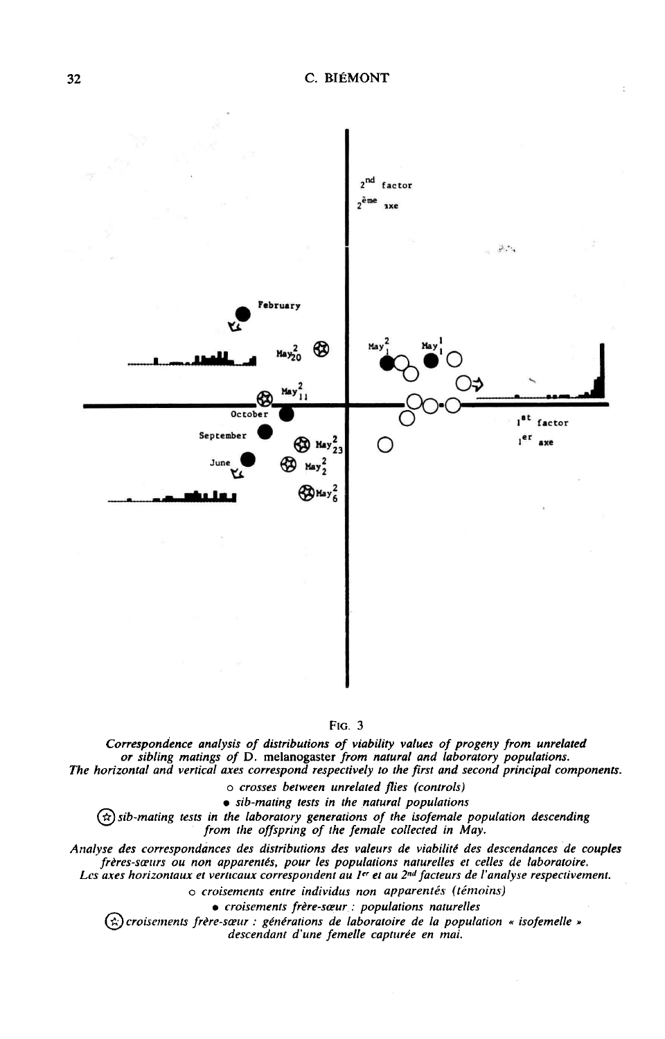FIG. 3

*Correspondence analysis of distributions of viability values of progeny from unrelated or sibling matings of* D. melanogaster *from natural and laboratory populations.*
*The horizontal and vertical axes correspond respectively to the first and second principal components.*

○ *crosses between unrelated flies (controls)*

● *sib-mating tests in the natural populations*

(☆) *sib-mating tests in the laboratory generations of the isofemale population descending from the offspring of the female collected in May.*

*Analyse des correspondances des distributions des valeurs de viabilité des descendances de couples frères-sœurs ou non apparentés, pour les populations naturelles et celles de laboratoire.*
*Les axes horizontaux et verticaux correspondent au 1er et au 2nd facteurs de l'analyse respectivement.*

○ *croisements entre individus non apparentés (témoins)*

● *croisements frère-sœur : populations naturelles*

(☆) *croisements frère-sœur : générations de laboratoire de la population « isofemelle » descendant d'une femelle capturée en mai.*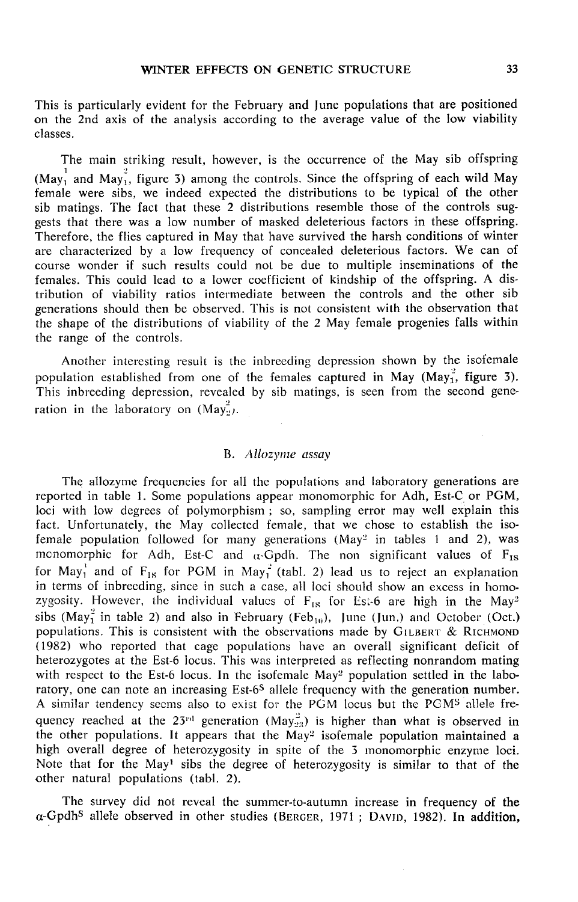This is particularly evident for the February and June populations that are positioned on the 2nd axis of the analysis according to the average value of the low viability classes.

The main striking result, however, is the occurrence of the May sib offspring ($May_1^1$ and $May_1^2$, figure 3) among the controls. Since the offspring of each wild May female were sibs, we indeed expected the distributions to be typical of the other sib matings. The fact that these 2 distributions resemble those of the controls suggests that there was a low number of masked deleterious factors in these offspring. Therefore, the flies captured in May that have survived the harsh conditions of winter are characterized by a low frequency of concealed deleterious factors. We can of course wonder if such results could not be due to multiple inseminations of the females. This could lead to a lower coefficient of kindship of the offspring. A distribution of viability ratios intermediate between the controls and the other sib generations should then be observed. This is not consistent with the observation that the shape of the distributions of viability of the 2 May female progenies falls within the range of the controls.

Another interesting result is the inbreeding depression shown by the isofemale population established from one of the females captured in May ($May_1^2$, figure 3). This inbreeding depression, revealed by sib matings, is seen from the second generation in the laboratory on ($May_2^2$).

### B. *Allozyme assay*

The allozyme frequencies for all the populations and laboratory generations are reported in table 1. Some populations appear monomorphic for Adh, Est-C or PGM, loci with low degrees of polymorphism ; so, sampling error may well explain this fact. Unfortunately, the May collected female, that we chose to establish the isofemale population followed for many generations ($May^2$ in tables 1 and 2), was monomorphic for Adh, Est-C and α-Gpdh. The non significant values of $F_{IS}$ for $May_1^1$ and of $F_{IS}$ for PGM in $May_1^2$ (tabl. 2) lead us to reject an explanation in terms of inbreeding, since in such a case, all loci should show an excess in homozygosity. However, the individual values of $F_{IS}$ for Est-6 are high in the $May^2$ sibs ($May_1^2$ in table 2) and also in February ($Feb_{10}$), June (Jun.) and October (Oct.) populations. This is consistent with the observations made by GILBERT & RICHMOND (1982) who reported that cage populations have an overall significant deficit of heterozygotes at the Est-6 locus. This was interpreted as reflecting nonrandom mating with respect to the Est-6 locus. In the isofemale $May^2$ population settled in the laboratory, one can note an increasing Est-$6^S$ allele frequency with the generation number. A similar tendency seems also to exist for the PGM locus but the $PGM^S$ allele frequency reached at the 23rd generation ($May_{23}^2$) is higher than what is observed in the other populations. It appears that the $May^2$ isofemale population maintained a high overall degree of heterozygosity in spite of the 3 monomorphic enzyme loci. Note that for the $May^1$ sibs the degree of heterozygosity is similar to that of the other natural populations (tabl. 2).

The survey did not reveal the summer-to-autumn increase in frequency of the α-$Gpdh^S$ allele observed in other studies (BERGER, 1971 ; DAVID, 1982). In addition,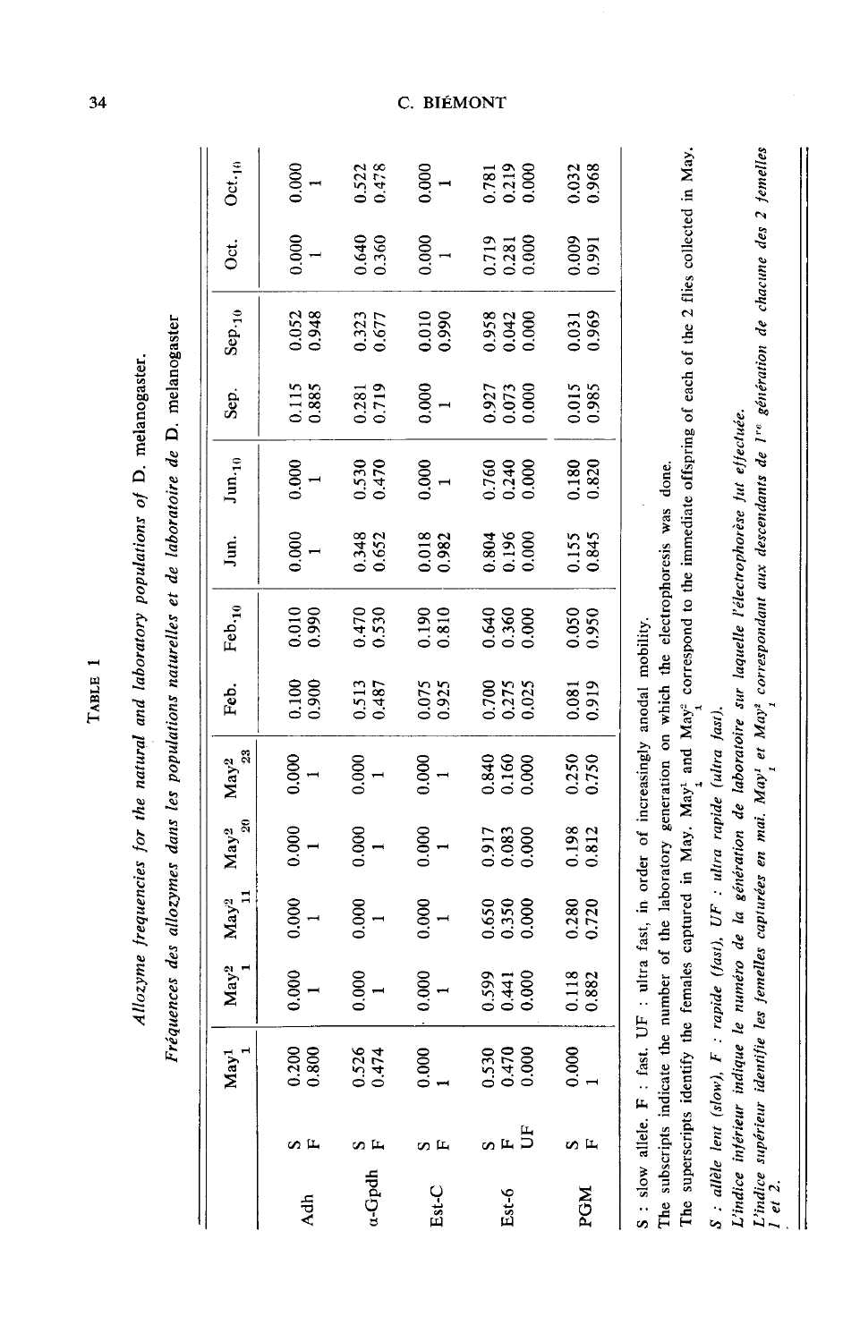TABLE 1

*Allozyme frequencies for the natural and laboratory populations of* D. melanogaster.

*Fréquences des allozymes dans les populations naturelles et de laboratoire de* D. melanogaster

| | | $May^1_1$ | $May^2_1$ | $May^2_{11}$ | $May^2_{20}$ | $May^2_{23}$ | Feb. | $Feb._{10}$ | Jun. | $Jun._{10}$ | Sep. | $Sep._{10}$ | Oct. | $Oct._{10}$ |
|---|---|---|---|---|---|---|---|---|---|---|---|---|---|---|
| Adh | S | 0.200 | 0.000 | 0.000 | 0.000 | 0.000 | 0.100 | 0.010 | 0.000 | 0.000 | 0.115 | 0.052 | 0.000 | 0.000 |
| | F | 0.800 | 1 | 1 | 1 | 1 | 0.900 | 0.990 | 1 | 1 | 0.885 | 0.948 | 1 | 1 |
| α-Gpdh | S | 0.526 | 0.000 | 0.000 | 0.000 | 0.000 | 0.513 | 0.470 | 0.348 | 0.530 | 0.281 | 0.323 | 0.640 | 0.522 |
| | F | 0.474 | 1 | 1 | 1 | 1 | 0.487 | 0.530 | 0.652 | 0.470 | 0.719 | 0.677 | 0.360 | 0.478 |
| Est-C | S | 0.000 | 0.000 | 0.000 | 0.000 | 0.000 | 0.075 | 0.190 | 0.018 | 0.000 | 0.000 | 0.010 | 0.000 | 0.000 |
| | F | 1 | 1 | 1 | 1 | 1 | 0.925 | 0.810 | 0.982 | 1 | 1 | 0.990 | 1 | 1 |
| Est-6 | S | 0.530 | 0.599 | 0.650 | 0.917 | 0.840 | 0.700 | 0.640 | 0.804 | 0.760 | 0.927 | 0.958 | 0.719 | 0.781 |
| | F | 0.470 | 0.441 | 0.350 | 0.083 | 0.160 | 0.275 | 0.360 | 0.196 | 0.240 | 0.073 | 0.042 | 0.281 | 0.219 |
| | UF | 0.000 | 0.000 | 0.000 | 0.000 | 0.000 | 0.025 | 0.000 | 0.000 | 0.000 | 0.000 | 0.000 | 0.000 | 0.000 |
| PGM | S | 0.000 | 0.118 | 0.280 | 0.198 | 0.250 | 0.081 | 0.050 | 0.155 | 0.180 | 0.015 | 0.031 | 0.009 | 0.032 |
| | F | 1 | 0.882 | 0.720 | 0.812 | 0.750 | 0.919 | 0.950 | 0.845 | 0.820 | 0.985 | 0.969 | 0.991 | 0.968 |

S : slow allele, F : fast, UF : ultra fast, in order of increasingly anodal mobility.

The subscripts indicate the number of the laboratory generation on which the electrophoresis was done.

The superscripts identify the females captured in May. $May^1_1$ and $May^2_1$ correspond to the immediate offspring of each of the 2 flies collected in May.

*S : allèle lent (slow), F : rapide (fast), UF : ultra rapide (ultra fast).*

*L'indice inférieur indique le numéro de la génération de laboratoire sur laquelle l'électrophorèse fut effectuée.*

*L'indice supérieur identifie les femelles capturées en mai.* $May^1_1$ *et* $May^2_1$ *correspondant aux descendants de 1re génération de chacune des 2 femelles 1 et 2.*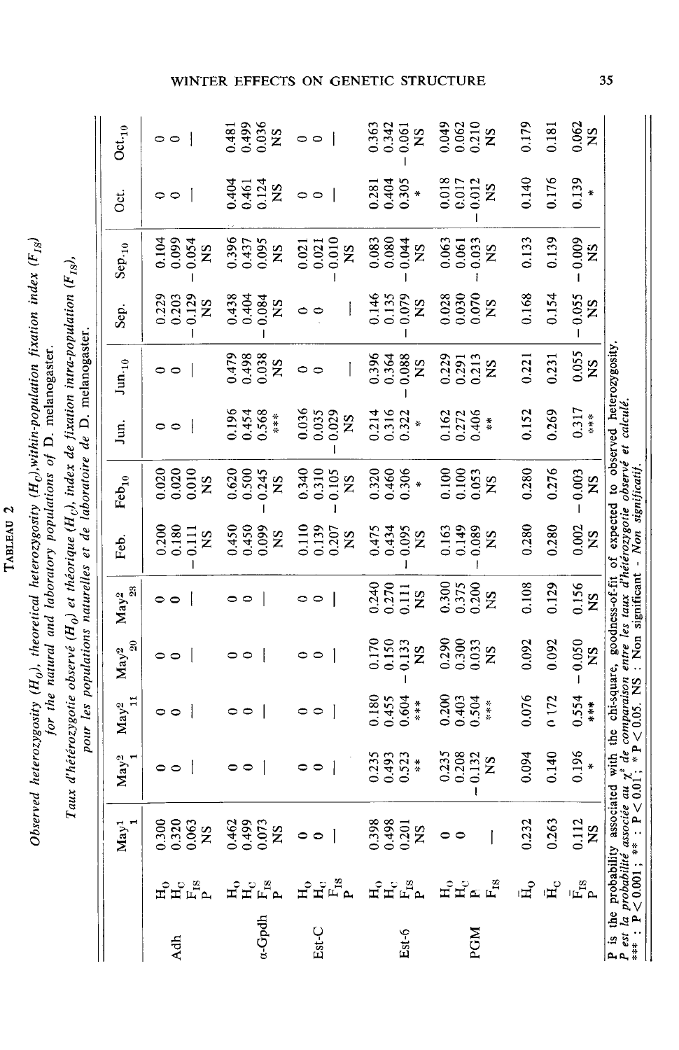TABLEAU 2

*Observed heterozygosity ($H_O$), theoretical heterozygosity ($H_C$), within-population fixation index ($F_{IS}$) for the natural and laboratory populations of* D. melanogaster.

*Taux d'hétérozygotie observé ($H_O$) et théorique ($H_C$), index de fixation intra-population ($F_{IS}$), pour les populations naturelles et de laboratoire de* D. melanogaster.

| | | $May^1_1$ | $May^2_1$ | $May^2_{11}$ | $May^2_{20}$ | $May^2_{23}$ | Feb. | $Feb_{10}$ | Jun. | $Jun_{10}$ | Sep. | $Sep_{10}$ | Oct. | $Oct_{10}$ |
|---|---|---|---|---|---|---|---|---|---|---|---|---|---|---|
| Adh | $H_O$ | 0.300 | 0 | 0 | 0 | 0 | 0.200 | 0.020 | 0 | 0 | 0.229 | 0.104 | 0 | 0 |
| | $H_C$ | 0.320 | 0 | 0 | 0 | 0 | 0.180 | 0.020 | 0 | 0 | 0.203 | 0.099 | 0 | 0 |
| | $F_{IS}$ | 0.063 | — | — | — | — | −0.111 | 0.010 | — | — | −0.129 | −0.054 | — | — |
| | P | NS | | | | | NS | NS | | | NS | NS | | |
| α-Gpdh | $H_O$ | 0.462 | 0 | 0 | 0 | 0 | 0.450 | 0.620 | 0.196 | 0.479 | 0.438 | 0.396 | 0.404 | 0.481 |
| | $H_C$ | 0.499 | 0 | 0 | 0 | 0 | 0.450 | 0.500 | 0.454 | 0.498 | 0.404 | 0.437 | 0.461 | 0.499 |
| | $F_{IS}$ | 0.073 | — | — | — | — | 0.099 | −0.245 | 0.568 | 0.038 | −0.084 | 0.095 | 0.124 | 0.036 |
| | P | NS | | | | | NS | NS | *** | NS | NS | NS | NS | NS |
| Est-C | $H_O$ | 0 | 0 | 0 | 0 | 0 | 0.110 | 0.340 | 0.036 | 0 | 0 | 0.021 | 0 | 0 |
| | $H_C$ | 0 | 0 | 0 | 0 | 0 | 0.139 | 0.310 | 0.035 | 0 | 0 | 0.021 | 0 | 0 |
| | $F_{IS}$ | — | — | — | — | — | 0.207 | −0.105 | −0.029 | — | — | −0.010 | — | — |
| | P | | | | | | NS | NS | NS | | | NS | | |
| Est-6 | $H_O$ | 0.398 | 0.235 | 0.180 | 0.170 | 0.240 | 0.475 | 0.320 | 0.214 | 0.396 | 0.146 | 0.083 | 0.281 | 0.363 |
| | $H_C$ | 0.498 | 0.493 | 0.455 | 0.150 | 0.270 | 0.434 | 0.460 | 0.316 | 0.364 | 0.135 | 0.080 | 0.404 | 0.342 |
| | $F_{IS}$ | 0.201 | 0.523 | 0.604 | −0.133 | 0.111 | −0.095 | 0.306 | 0.322 | −0.088 | −0.079 | −0.044 | 0.305 | −0.061 |
| | P | NS | ** | *** | NS | NS | NS | * | * | NS | NS | NS | * | NS |
| PGM | $H_O$ | 0 | 0.235 | 0.200 | 0.290 | 0.300 | 0.163 | 0.100 | 0.162 | 0.229 | 0.028 | 0.063 | 0.018 | 0.049 |
| | $H_C$ | 0 | 0.208 | 0.403 | 0.300 | 0.375 | 0.149 | 0.100 | 0.272 | 0.291 | 0.030 | 0.061 | 0.017 | 0.062 |
| | P | | −0.132 | 0.504 | 0.033 | 0.200 | −0.089 | 0.053 | 0.406 | 0.213 | 0.070 | −0.033 | −0.012 | 0.210 |
| | $F_{IS}$ | — | NS | *** | NS | NS | NS | NS | ** | NS | NS | NS | NS | NS |
| | $\bar{H}_O$ | 0.232 | 0.094 | 0.076 | 0.092 | 0.108 | 0.280 | 0.280 | 0.152 | 0.221 | 0.168 | 0.133 | 0.140 | 0.179 |
| | $\bar{H}_C$ | 0.263 | 0.140 | 0.172 | 0.092 | 0.129 | 0.280 | 0.276 | 0.269 | 0.231 | 0.154 | 0.139 | 0.176 | 0.181 |
| | $\bar{F}_{IS}$ | 0.112 | 0.196 | 0.554 | −0.050 | 0.156 | 0.002 | −0.003 | 0.317 | 0.055 | −0.055 | −0.009 | 0.139 | 0.062 |
| | P | NS | * | *** | NS | NS | NS | NS | *** | NS | NS | NS | * | NS |

**P** is the probability associated with the chi-square, goodness-of-fit of expected to observed heterozygosity.
***P** est la probabilité associée au $\chi^2$ de comparaison entre les taux d'hétérozygotie observé et calculé.*
*** : $P < 0.001$ ; ** : $P < 0.01$ ; * $P < 0.05$. NS : Non significant - *Non significatif.*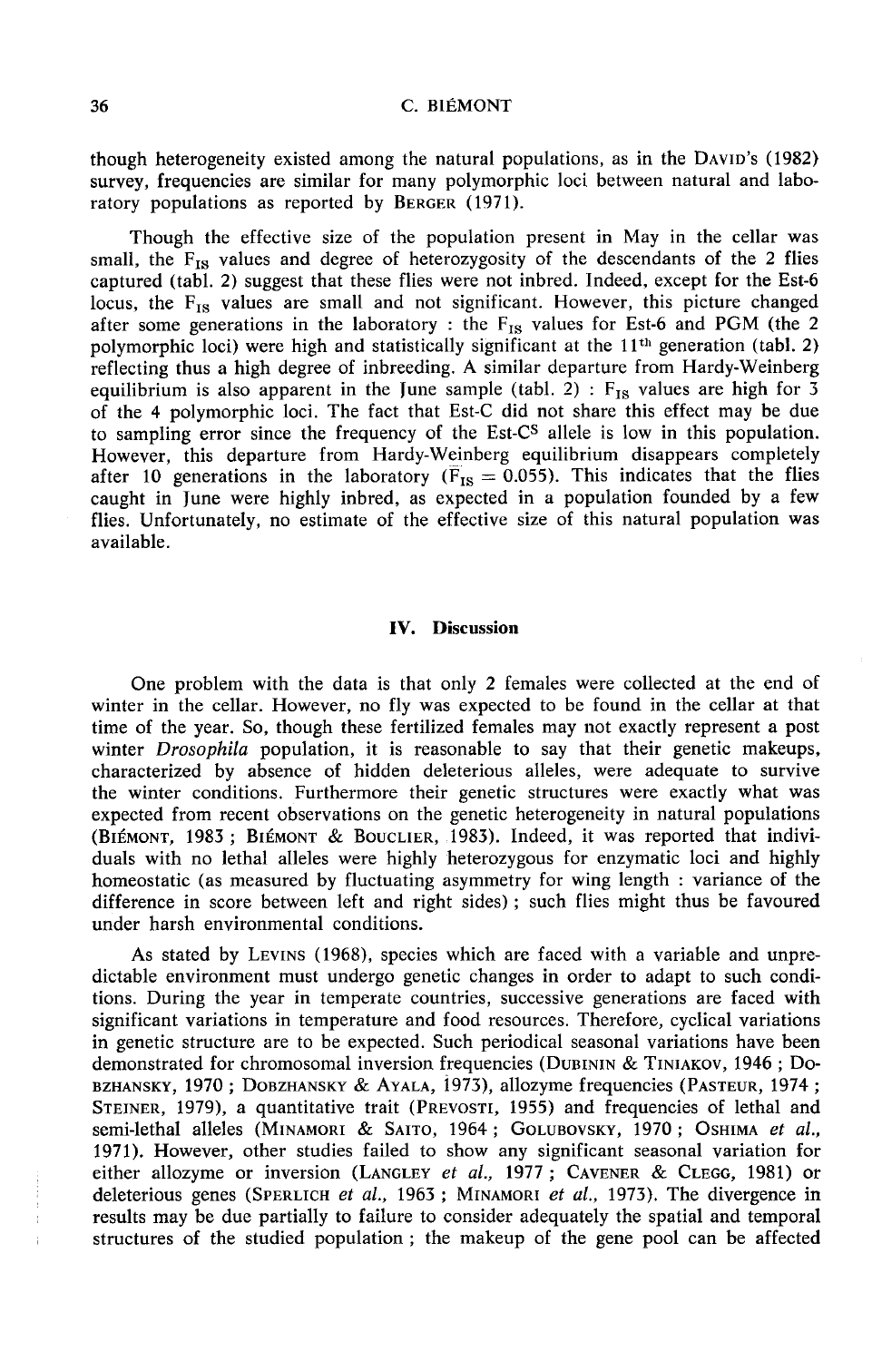though heterogeneity existed among the natural populations, as in the DAVID's (1982) survey, frequencies are similar for many polymorphic loci between natural and laboratory populations as reported by BERGER (1971).

Though the effective size of the population present in May in the cellar was small, the $F_{IS}$ values and degree of heterozygosity of the descendants of the 2 flies captured (tabl. 2) suggest that these flies were not inbred. Indeed, except for the Est-6 locus, the $F_{IS}$ values are small and not significant. However, this picture changed after some generations in the laboratory : the $F_{IS}$ values for Est-6 and PGM (the 2 polymorphic loci) were high and statistically significant at the $11^{th}$ generation (tabl. 2) reflecting thus a high degree of inbreeding. A similar departure from Hardy-Weinberg equilibrium is also apparent in the June sample (tabl. 2) : $F_{IS}$ values are high for 3 of the 4 polymorphic loci. The fact that Est-C did not share this effect may be due to sampling error since the frequency of the Est-$C^S$ allele is low in this population. However, this departure from Hardy-Weinberg equilibrium disappears completely after 10 generations in the laboratory ($\bar{F}_{IS} = 0.055$). This indicates that the flies caught in June were highly inbred, as expected in a population founded by a few flies. Unfortunately, no estimate of the effective size of this natural population was available.

## IV. Discussion

One problem with the data is that only 2 females were collected at the end of winter in the cellar. However, no fly was expected to be found in the cellar at that time of the year. So, though these fertilized females may not exactly represent a post winter *Drosophila* population, it is reasonable to say that their genetic makeups, characterized by absence of hidden deleterious alleles, were adequate to survive the winter conditions. Furthermore their genetic structures were exactly what was expected from recent observations on the genetic heterogeneity in natural populations (BIÉMONT, 1983 ; BIÉMONT & BOUCLIER, 1983). Indeed, it was reported that individuals with no lethal alleles were highly heterozygous for enzymatic loci and highly homeostatic (as measured by fluctuating asymmetry for wing length : variance of the difference in score between left and right sides) ; such flies might thus be favoured under harsh environmental conditions.

As stated by LEVINS (1968), species which are faced with a variable and unpredictable environment must undergo genetic changes in order to adapt to such conditions. During the year in temperate countries, successive generations are faced with significant variations in temperature and food resources. Therefore, cyclical variations in genetic structure are to be expected. Such periodical seasonal variations have been demonstrated for chromosomal inversion frequencies (DUBININ & TINIAKOV, 1946 ; DOBZHANSKY, 1970 ; DOBZHANSKY & AYALA, 1973), allozyme frequencies (PASTEUR, 1974 ; STEINER, 1979), a quantitative trait (PREVOSTI, 1955) and frequencies of lethal and semi-lethal alleles (MINAMORI & SAITO, 1964 ; GOLUBOVSKY, 1970 ; OSHIMA *et al.*, 1971). However, other studies failed to show any significant seasonal variation for either allozyme or inversion (LANGLEY *et al.*, 1977 ; CAVENER & CLEGG, 1981) or deleterious genes (SPERLICH *et al.*, 1963 ; MINAMORI *et al.*, 1973). The divergence in results may be due partially to failure to consider adequately the spatial and temporal structures of the studied population ; the makeup of the gene pool can be affected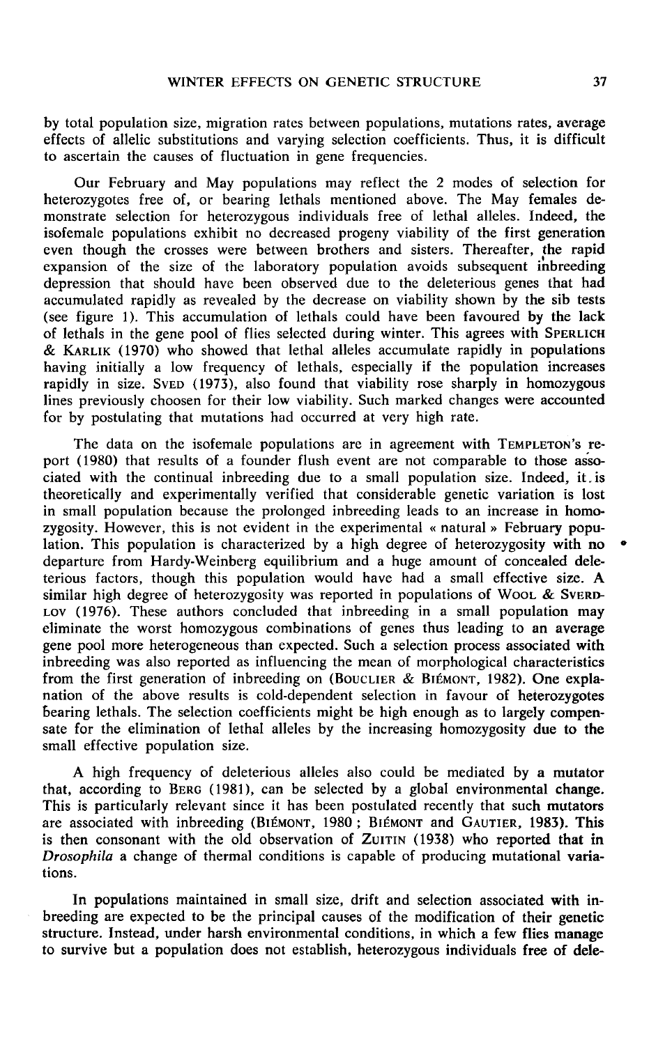by total population size, migration rates between populations, mutations rates, average effects of allelic substitutions and varying selection coefficients. Thus, it is difficult to ascertain the causes of fluctuation in gene frequencies.

Our February and May populations may reflect the 2 modes of selection for heterozygotes free of, or bearing lethals mentioned above. The May females demonstrate selection for heterozygous individuals free of lethal alleles. Indeed, the isofemale populations exhibit no decreased progeny viability of the first generation even though the crosses were between brothers and sisters. Thereafter, the rapid expansion of the size of the laboratory population avoids subsequent inbreeding depression that should have been observed due to the deleterious genes that had accumulated rapidly as revealed by the decrease on viability shown by the sib tests (see figure 1). This accumulation of lethals could have been favoured by the lack of lethals in the gene pool of flies selected during winter. This agrees with SPERLICH & KARLIK (1970) who showed that lethal alleles accumulate rapidly in populations having initially a low frequency of lethals, especially if the population increases rapidly in size. SVED (1973), also found that viability rose sharply in homozygous lines previously choosen for their low viability. Such marked changes were accounted for by postulating that mutations had occurred at very high rate.

The data on the isofemale populations are in agreement with TEMPLETON's report (1980) that results of a founder flush event are not comparable to those associated with the continual inbreeding due to a small population size. Indeed, it is theoretically and experimentally verified that considerable genetic variation is lost in small population because the prolonged inbreeding leads to an increase in homozygosity. However, this is not evident in the experimental « natural » February population. This population is characterized by a high degree of heterozygosity with no departure from Hardy-Weinberg equilibrium and a huge amount of concealed deleterious factors, though this population would have had a small effective size. A similar high degree of heterozygosity was reported in populations of WOOL & SVERDLOV (1976). These authors concluded that inbreeding in a small population may eliminate the worst homozygous combinations of genes thus leading to an average gene pool more heterogeneous than expected. Such a selection process associated with inbreeding was also reported as influencing the mean of morphological characteristics from the first generation of inbreeding on (BOUCLIER & BIÉMONT, 1982). One explanation of the above results is cold-dependent selection in favour of heterozygotes bearing lethals. The selection coefficients might be high enough as to largely compensate for the elimination of lethal alleles by the increasing homozygosity due to the small effective population size.

A high frequency of deleterious alleles also could be mediated by a mutator that, according to BERG (1981), can be selected by a global environmental change. This is particularly relevant since it has been postulated recently that such mutators are associated with inbreeding (BIÉMONT, 1980 ; BIÉMONT and GAUTIER, 1983). This is then consonant with the old observation of ZUITIN (1938) who reported that in *Drosophila* a change of thermal conditions is capable of producing mutational variations.

In populations maintained in small size, drift and selection associated with inbreeding are expected to be the principal causes of the modification of their genetic structure. Instead, under harsh environmental conditions, in which a few flies manage to survive but a population does not establish, heterozygous individuals free of dele-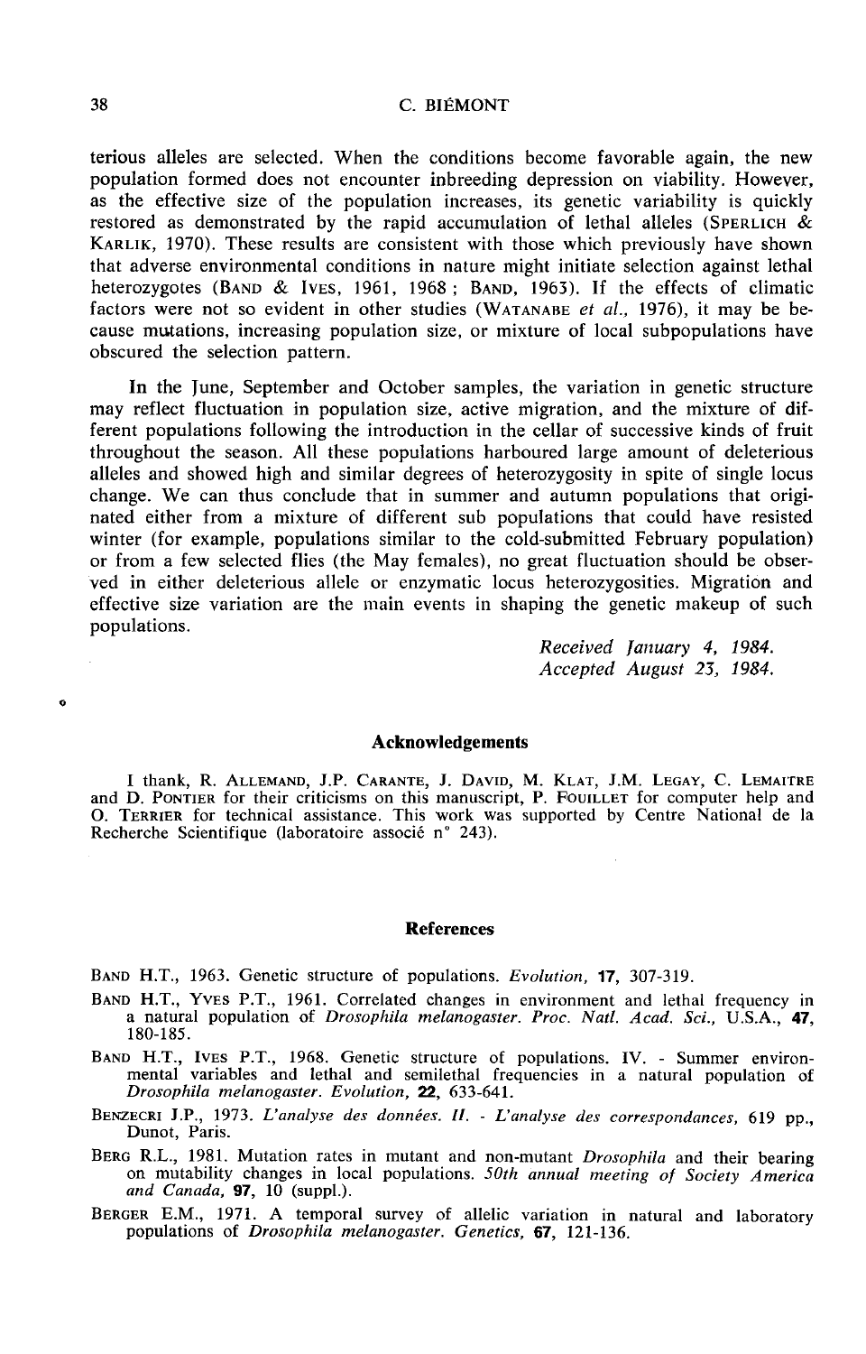terious alleles are selected. When the conditions become favorable again, the new population formed does not encounter inbreeding depression on viability. However, as the effective size of the population increases, its genetic variability is quickly restored as demonstrated by the rapid accumulation of lethal alleles (SPERLICH & KARLIK, 1970). These results are consistent with those which previously have shown that adverse environmental conditions in nature might initiate selection against lethal heterozygotes (BAND & IVES, 1961, 1968 ; BAND, 1963). If the effects of climatic factors were not so evident in other studies (WATANABE *et al.*, 1976), it may be because mutations, increasing population size, or mixture of local subpopulations have obscured the selection pattern.

In the June, September and October samples, the variation in genetic structure may reflect fluctuation in population size, active migration, and the mixture of different populations following the introduction in the cellar of successive kinds of fruit throughout the season. All these populations harboured large amount of deleterious alleles and showed high and similar degrees of heterozygosity in spite of single locus change. We can thus conclude that in summer and autumn populations that originated either from a mixture of different sub populations that could have resisted winter (for example, populations similar to the cold-submitted February population) or from a few selected flies (the May females), no great fluctuation should be observed in either deleterious allele or enzymatic locus heterozygosities. Migration and effective size variation are the main events in shaping the genetic makeup of such populations.

*Received January 4, 1984.*
*Accepted August 23, 1984.*

## Acknowledgements

I thank, R. ALLEMAND, J.P. CARANTE, J. DAVID, M. KLAT, J.M. LEGAY, C. LEMAITRE and D. PONTIER for their criticisms on this manuscript, P. FOUILLET for computer help and O. TERRIER for technical assistance. This work was supported by Centre National de la Recherche Scientifique (laboratoire associé n° 243).

## References

BAND H.T., 1963. Genetic structure of populations. *Evolution*, **17**, 307-319.

BAND H.T., YVES P.T., 1961. Correlated changes in environment and lethal frequency in a natural population of *Drosophila melanogaster*. *Proc. Natl. Acad. Sci.*, U.S.A., **47**, 180-185.

BAND H.T., IVES P.T., 1968. Genetic structure of populations. IV. - Summer environmental variables and lethal and semilethal frequencies in a natural population of *Drosophila melanogaster*. *Evolution*, **22**, 633-641.

BENZECRI J.P., 1973. *L'analyse des données. II. - L'analyse des correspondances*, 619 pp., Dunot, Paris.

BERG R.L., 1981. Mutation rates in mutant and non-mutant *Drosophila* and their bearing on mutability changes in local populations. *50th annual meeting of Society America and Canada*, **97**, 10 (suppl.).

BERGER E.M., 1971. A temporal survey of allelic variation in natural and laboratory populations of *Drosophila melanogaster*. *Genetics*, **67**, 121-136.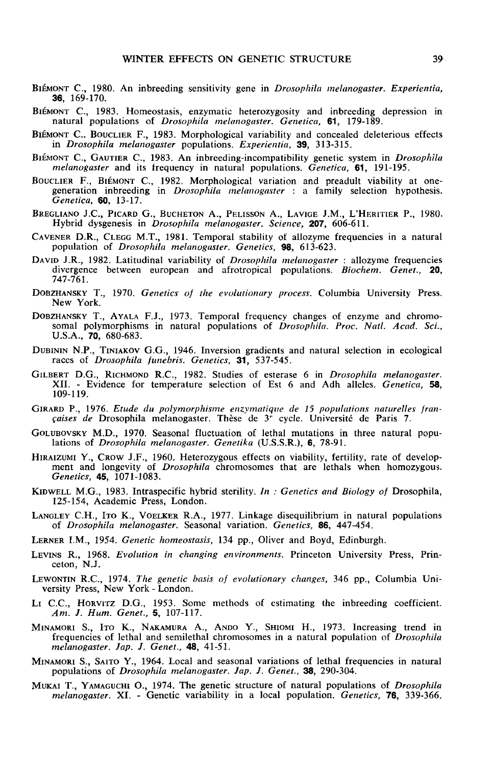BIÉMONT C., 1980. An inbreeding sensitivity gene in *Drosophila melanogaster*. *Experientia*, **36**, 169-170.

BIÉMONT C., 1983. Homeostasis, enzymatic heterozygosity and inbreeding depression in natural populations of *Drosophila melanogaster*. *Genetica*, **61**, 179-189.

BIÉMONT C., BOUCLIER F., 1983. Morphological variability and concealed deleterious effects in *Drosophila melanogaster* populations. *Experientia*, **39**, 313-315.

BIÉMONT C., GAUTIER C., 1983. An inbreeding-incompatibility genetic system in *Drosophila melanogaster* and its frequency in natural populations. *Genetica*, **61**, 191-195.

BOUCLIER F., BIÉMONT C., 1982. Morphological variation and preadult viability at one-generation inbreeding in *Drosophila melanogaster* : a family selection hypothesis. *Genetica*, **60**, 13-17.

BREGLIANO J.C., PICARD G., BUCHETON A., PELISSON A., LAVIGE J.M., L'HERITIER P., 1980. Hybrid dysgenesis in *Drosophila melanogaster*. *Science*, **207**, 606-611.

CAVENER D.R., CLEGG M.T., 1981. Temporal stability of allozyme frequencies in a natural population of *Drosophila melanogaster*. *Genetics*, **98**, 613-623.

DAVID J.R., 1982. Latitudinal variability of *Drosophila melanogaster* : allozyme frequencies divergence between european and afrotropical populations. *Biochem. Genet.*, **20**, 747-761.

DOBZHANSKY T., 1970. *Genetics of the evolutionary process*. Columbia University Press. New York.

DOBZHANSKY T., AYALA F.J., 1973. Temporal frequency changes of enzyme and chromosomal polymorphisms in natural populations of *Drosophila*. *Proc. Natl. Acad. Sci., U.S.A.*, **70**, 680-683.

DUBININ N.P., TINIAKOV G.G., 1946. Inversion gradients and natural selection in ecological races of *Drosophila funebris*. *Genetics*, **31**, 537-545.

GILBERT D.G., RICHMOND R.C., 1982. Studies of esterase 6 in *Drosophila melanogaster*. XII. - Evidence for temperature selection of Est 6 and Adh alleles. *Genetica*, **58**, 109-119.

GIRARD P., 1976. *Etude du polymorphisme enzymatique de 15 populations naturelles françaises de* Drosophila melanogaster. Thèse de 3e cycle. Université de Paris 7.

GOLUBOVSKY M.D., 1970. Seasonal fluctuation of lethal mutations in three natural populations of *Drosophila melanogaster*. *Genetika* (U.S.S.R.), **6**, 78-91.

HIRAIZUMI Y., CROW J.F., 1960. Heterozygous effects on viability, fertility, rate of development and longevity of *Drosophila* chromosomes that are lethals when homozygous. *Genetics*, **45**, 1071-1083.

KIDWELL M.G., 1983. Intraspecific hybrid sterility. *In : Genetics and Biology of* Drosophila, 125-154, Academic Press, London.

LANGLEY C.H., ITO K., VOELKER R.A., 1977. Linkage disequilibrium in natural populations of *Drosophila melanogaster*. Seasonal variation. *Genetics*, **86**, 447-454.

LERNER I.M., 1954. *Genetic homeostasis*, 134 pp., Oliver and Boyd, Edinburgh.

LEVINS R., 1968. *Evolution in changing environments*. Princeton University Press, Princeton, N.J.

LEWONTIN R.C., 1974. *The genetic basis of evolutionary changes*, 346 pp., Columbia University Press, New York - London.

LI C.C., HORVITZ D.G., 1953. Some methods of estimating the inbreeding coefficient. *Am. J. Hum. Genet.*, **5**, 107-117.

MINAMORI S., ITO K., NAKAMURA A., ANDO Y., SHIOMI H., 1973. Increasing trend in frequencies of lethal and semilethal chromosomes in a natural population of *Drosophila melanogaster*. *Jap. J. Genet.*, **48**, 41-51.

MINAMORI S., SAITO Y., 1964. Local and seasonal variations of lethal frequencies in natural populations of *Drosophila melanogaster*. *Jap. J. Genet.*, **38**, 290-304.

MUKAI T., YAMAGUCHI O., 1974. The genetic structure of natural populations of *Drosophila melanogaster*. XI. - Genetic variability in a local population. *Genetics*, **76**, 339-366.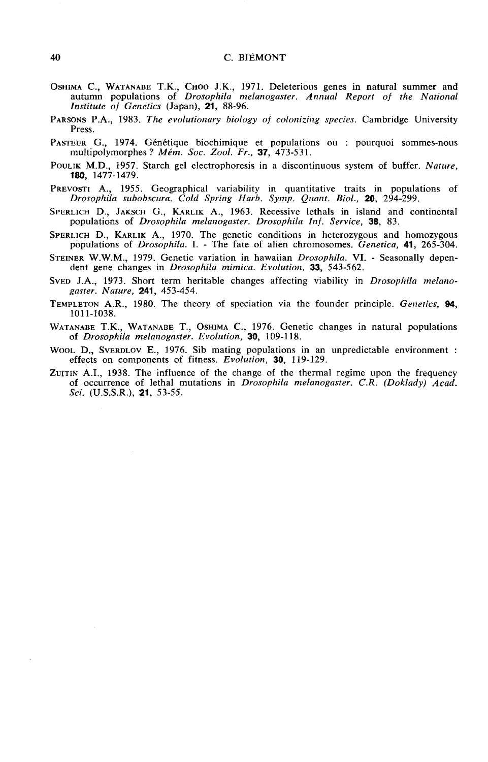OSHIMA C., WATANABE T.K., CHOO J.K., 1971. Deleterious genes in natural summer and autumn populations of *Drosophila melanogaster*. *Annual Report of the National Institute of Genetics* (Japan), **21**, 88-96.

PARSONS P.A., 1983. *The evolutionary biology of colonizing species*. Cambridge University Press.

PASTEUR G., 1974. Génétique biochimique et populations ou : pourquoi sommes-nous multipolymorphes ? *Mém. Soc. Zool. Fr.*, **37**, 473-531.

POULIK M.D., 1957. Starch gel electrophoresis in a discontinuous system of buffer. *Nature*, **180**, 1477-1479.

PREVOSTI A., 1955. Geographical variability in quantitative traits in populations of *Drosophila subobscura*. *Cold Spring Harb. Symp. Quant. Biol.*, **20**, 294-299.

SPERLICH D., JAKSCH G., KARLIK A., 1963. Recessive lethals in island and continental populations of *Drosophila melanogaster*. *Drosophila Inf. Service*, **38**, 83.

SPERLICH D., KARLIK A., 1970. The genetic conditions in heterozygous and homozygous populations of *Drosophila*. I. - The fate of alien chromosomes. *Genetica*, **41**, 265-304.

STEINER W.W.M., 1979. Genetic variation in hawaiian *Drosophila*. VI. - Seasonally dependent gene changes in *Drosophila mimica*. *Evolution*, **33**, 543-562.

SVED J.A., 1973. Short term heritable changes affecting viability in *Drosophila melanogaster*. *Nature*, **241**, 453-454.

TEMPLETON A.R., 1980. The theory of speciation via the founder principle. *Genetics*, **94**, 1011-1038.

WATANABE T.K., WATANABE T., OSHIMA C., 1976. Genetic changes in natural populations of *Drosophila melanogaster*. *Evolution*, **30**, 109-118.

WOOL D., SVERDLOV E., 1976. Sib mating populations in an unpredictable environment : effects on components of fitness. *Evolution*, **30**, 119-129.

ZUITIN A.I., 1938. The influence of the change of the thermal regime upon the frequency of occurrence of lethal mutations in *Drosophila melanogaster*. *C.R. (Doklady) Acad. Sci.* (U.S.S.R.), **21**, 53-55.